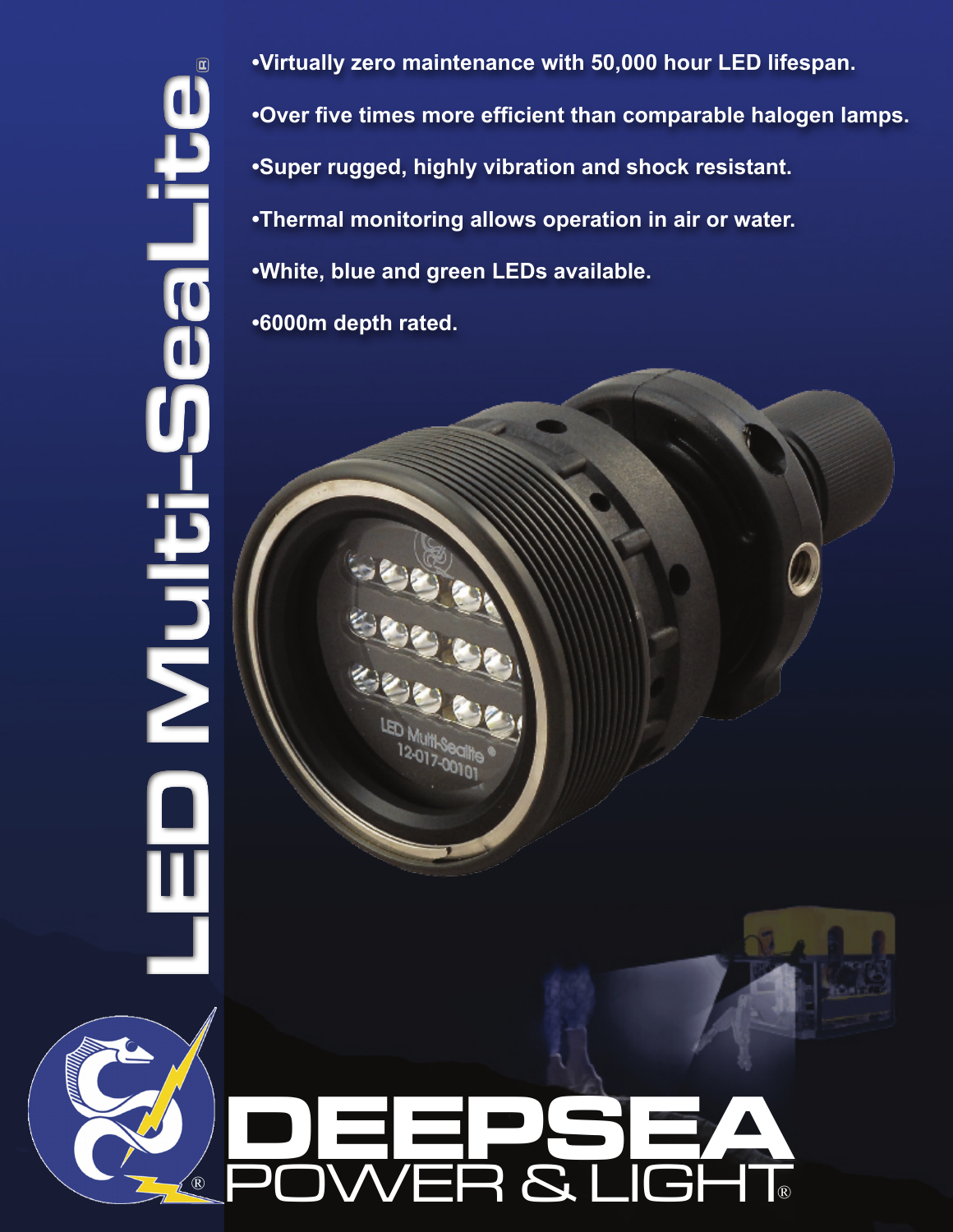# LED Multi-SeaLite®

- Virtually zero maintenance with 50,000 hour LED lifespan.
- Over five times more efficient than comparable halogen lamps.
- Super rugged, highly vibration and shock resistant.
- Thermal monitoring allows operation in air or water.
- White, blue and green LEDs available.
- 6000m depth rated.

LED Multi-Sealite®
12-017-00101

**DEEPSEA**
POWER & LIGHT®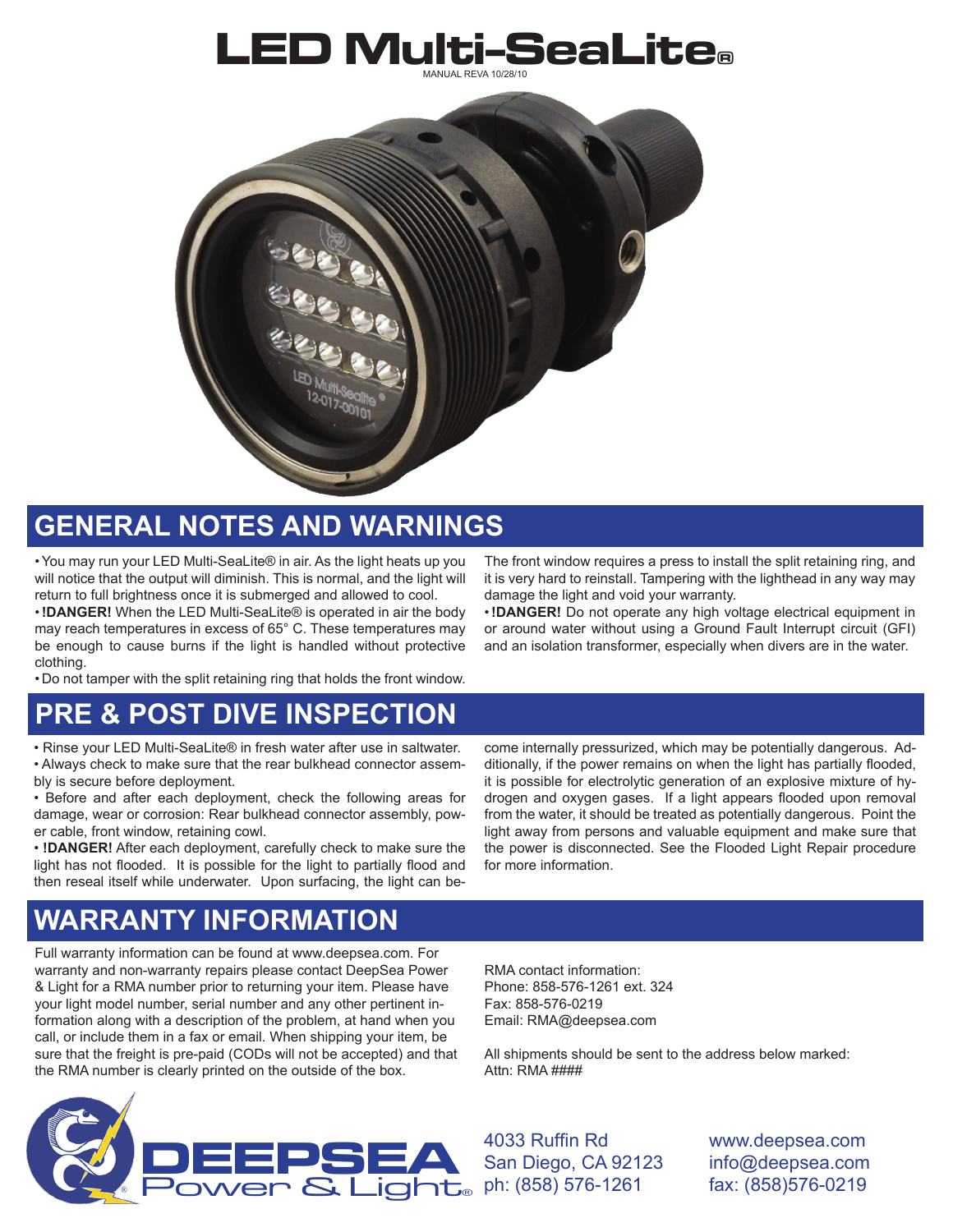# LED Multi-SeaLite®

MANUAL REVA 10/28/10

## GENERAL NOTES AND WARNINGS

- You may run your LED Multi-SeaLite® in air. As the light heats up you will notice that the output will diminish. This is normal, and the light will return to full brightness once it is submerged and allowed to cool.
- **!DANGER!** When the LED Multi-SeaLite® is operated in air the body may reach temperatures in excess of 65° C. These temperatures may be enough to cause burns if the light is handled without protective clothing.
- Do not tamper with the split retaining ring that holds the front window. The front window requires a press to install the split retaining ring, and it is very hard to reinstall. Tampering with the lighthead in any way may damage the light and void your warranty.
- **!DANGER!** Do not operate any high voltage electrical equipment in or around water without using a Ground Fault Interrupt circuit (GFI) and an isolation transformer, especially when divers are in the water.

## PRE & POST DIVE INSPECTION

- Rinse your LED Multi-SeaLite® in fresh water after use in saltwater.
- Always check to make sure that the rear bulkhead connector assembly is secure before deployment.
- Before and after each deployment, check the following areas for damage, wear or corrosion: Rear bulkhead connector assembly, power cable, front window, retaining cowl.
- **!DANGER!** After each deployment, carefully check to make sure the light has not flooded. It is possible for the light to partially flood and then reseal itself while underwater. Upon surfacing, the light can become internally pressurized, which may be potentially dangerous. Additionally, if the power remains on when the light has partially flooded, it is possible for electrolytic generation of an explosive mixture of hydrogen and oxygen gases. If a light appears flooded upon removal from the water, it should be treated as potentially dangerous. Point the light away from persons and valuable equipment and make sure that the power is disconnected. See the Flooded Light Repair procedure for more information.

## WARRANTY INFORMATION

Full warranty information can be found at www.deepsea.com. For warranty and non-warranty repairs please contact DeepSea Power & Light for a RMA number prior to returning your item. Please have your light model number, serial number and any other pertinent information along with a description of the problem, at hand when you call, or include them in a fax or email. When shipping your item, be sure that the freight is pre-paid (CODs will not be accepted) and that the RMA number is clearly printed on the outside of the box.

RMA contact information:
Phone: 858-576-1261 ext. 324
Fax: 858-576-0219
Email: RMA@deepsea.com

All shipments should be sent to the address below marked:
Attn: RMA ####

DEEPSEA Power & Light®

4033 Ruffin Rd
San Diego, CA 92123
ph: (858) 576-1261

www.deepsea.com
info@deepsea.com
fax: (858)576-0219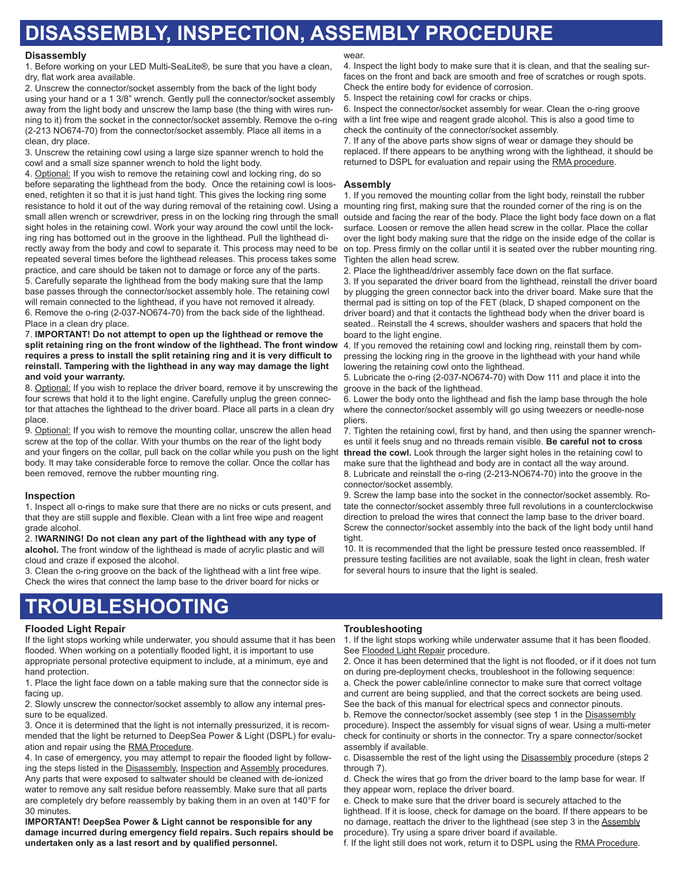# DISASSEMBLY, INSPECTION, ASSEMBLY PROCEDURE

### Disassembly

1. Before working on your LED Multi-SeaLite®, be sure that you have a clean, dry, flat work area available.
2. Unscrew the connector/socket assembly from the back of the light body using your hand or a 1 3/8" wrench. Gently pull the connector/socket assembly away from the light body and unscrew the lamp base (the thing with wires running to it) from the socket in the connector/socket assembly. Remove the o-ring (2-213 NO674-70) from the connector/socket assembly. Place all items in a clean, dry place.
3. Unscrew the retaining cowl using a large size spanner wrench to hold the cowl and a small size spanner wrench to hold the light body.
4. Optional: If you wish to remove the retaining cowl and locking ring, do so before separating the lighthead from the body. Once the retaining cowl is loosened, retighten it so that it is just hand tight. This gives the locking ring some resistance to hold it out of the way during removal of the retaining cowl. Using a small allen wrench or screwdriver, press in on the locking ring through the small sight holes in the retaining cowl. Work your way around the cowl until the locking ring has bottomed out in the groove in the lighthead. Pull the lighthead directly away from the body and cowl to separate it. This process may need to be repeated several times before the lighthead releases. This process takes some practice, and care should be taken not to damage or force any of the parts.
5. Carefully separate the lighthead from the body making sure that the lamp base passes through the connector/socket assembly hole. The retaining cowl will remain connected to the lighthead, if you have not removed it already.
6. Remove the o-ring (2-037-NO674-70) from the back side of the lighthead. Place in a clean dry place.
7. **IMPORTANT! Do not attempt to open up the lighthead or remove the split retaining ring on the front window of the lighthead. The front window requires a press to install the split retaining ring and it is very difficult to reinstall. Tampering with the lighthead in any way may damage the light and void your warranty.**
8. Optional: If you wish to replace the driver board, remove it by unscrewing the four screws that hold it to the light engine. Carefully unplug the green connector that attaches the lighthead to the driver board. Place all parts in a clean dry place.
9. Optional: If you wish to remove the mounting collar, unscrew the allen head screw at the top of the collar. With your thumbs on the rear of the light body and your fingers on the collar, pull back on the collar while you push on the light body. It may take considerable force to remove the collar. Once the collar has been removed, remove the rubber mounting ring.

### Inspection

1. Inspect all o-rings to make sure that there are no nicks or cuts present, and that they are still supple and flexible. Clean with a lint free wipe and reagent grade alcohol.
2. **!WARNING! Do not clean any part of the lighthead with any type of alcohol.** The front window of the lighthead is made of acrylic plastic and will cloud and craze if exposed the alcohol.
3. Clean the o-ring groove on the back of the lighthead with a lint free wipe. Check the wires that connect the lamp base to the driver board for nicks or wear.
4. Inspect the light body to make sure that it is clean, and that the sealing surfaces on the front and back are smooth and free of scratches or rough spots. Check the entire body for evidence of corrosion.
5. Inspect the retaining cowl for cracks or chips.
6. Inspect the connector/socket assembly for wear. Clean the o-ring groove with a lint free wipe and reagent grade alcohol. This is also a good time to check the continuity of the connector/socket assembly.
7. If any of the above parts show signs of wear or damage they should be replaced. If there appears to be anything wrong with the lighthead, it should be returned to DSPL for evaluation and repair using the RMA procedure.

### Assembly

1. If you removed the mounting collar from the light body, reinstall the rubber mounting ring first, making sure that the rounded corner of the ring is on the outside and facing the rear of the body. Place the light body face down on a flat surface. Loosen or remove the allen head screw in the collar. Place the collar over the light body making sure that the ridge on the inside edge of the collar is on top. Press firmly on the collar until it is seated over the rubber mounting ring. Tighten the allen head screw.
2. Place the lighthead/driver assembly face down on the flat surface.
3. If you separated the driver board from the lighthead, reinstall the driver board by plugging the green connector back into the driver board. Make sure that the thermal pad is sitting on top of the FET (black, D shaped component on the driver board) and that it contacts the lighthead body when the driver board is seated.. Reinstall the 4 screws, shoulder washers and spacers that hold the board to the light engine.
4. If you removed the retaining cowl and locking ring, reinstall them by compressing the locking ring in the groove in the lighthead with your hand while lowering the retaining cowl onto the lighthead.
5. Lubricate the o-ring (2-037-NO674-70) with Dow 111 and place it into the groove in the back of the lighthead.
6. Lower the body onto the lighthead and fish the lamp base through the hole where the connector/socket assembly will go using tweezers or needle-nose pliers.
7. Tighten the retaining cowl, first by hand, and then using the spanner wrenches until it feels snug and no threads remain visible. **Be careful not to cross thread the cowl.** Look through the larger sight holes in the retaining cowl to make sure that the lighthead and body are in contact all the way around.
8. Lubricate and reinstall the o-ring (2-213-NO674-70) into the groove in the connector/socket assembly.
9. Screw the lamp base into the socket in the connector/socket assembly. Rotate the connector/socket assembly three full revolutions in a counterclockwise direction to preload the wires that connect the lamp base to the driver board. Screw the connector/socket assembly into the back of the light body until hand tight.
10. It is recommended that the light be pressure tested once reassembled. If pressure testing facilities are not available, soak the light in clean, fresh water for several hours to insure that the light is sealed.

# TROUBLESHOOTING

### Flooded Light Repair

If the light stops working while underwater, you should assume that it has been flooded. When working on a potentially flooded light, it is important to use appropriate personal protective equipment to include, at a minimum, eye and hand protection.

1. Place the light face down on a table making sure that the connector side is facing up.
2. Slowly unscrew the connector/socket assembly to allow any internal pressure to be equalized.
3. Once it is determined that the light is not internally pressurized, it is recommended that the light be returned to DeepSea Power & Light (DSPL) for evaluation and repair using the RMA Procedure.
4. In case of emergency, you may attempt to repair the flooded light by following the steps listed in the Disassembly, Inspection and Assembly procedures. Any parts that were exposed to saltwater should be cleaned with de-ionized water to remove any salt residue before reassembly. Make sure that all parts are completely dry before reassembly by baking them in an oven at 140°F for 30 minutes.

**IMPORTANT! DeepSea Power & Light cannot be responsible for any damage incurred during emergency field repairs. Such repairs should be undertaken only as a last resort and by qualified personnel.**

### Troubleshooting

1. If the light stops working while underwater assume that it has been flooded. See Flooded Light Repair procedure.
2. Once it has been determined that the light is not flooded, or if it does not turn on during pre-deployment checks, troubleshoot in the following sequence:
   a. Check the power cable/inline connector to make sure that correct voltage and current are being supplied, and that the correct sockets are being used. See the back of this manual for electrical specs and connector pinouts.
   b. Remove the connector/socket assembly (see step 1 in the Disassembly procedure). Inspect the assembly for visual signs of wear. Using a multi-meter check for continuity or shorts in the connector. Try a spare connector/socket assembly if available.
   c. Disassemble the rest of the light using the Disassembly procedure (steps 2 through 7).
   d. Check the wires that go from the driver board to the lamp base for wear. If they appear worn, replace the driver board.
   e. Check to make sure that the driver board is securely attached to the lighthead. If it is loose, check for damage on the board. If there appears to be no damage, reattach the driver to the lighthead (see step 3 in the Assembly procedure). Try using a spare driver board if available.
   f. If the light still does not work, return it to DSPL using the RMA Procedure.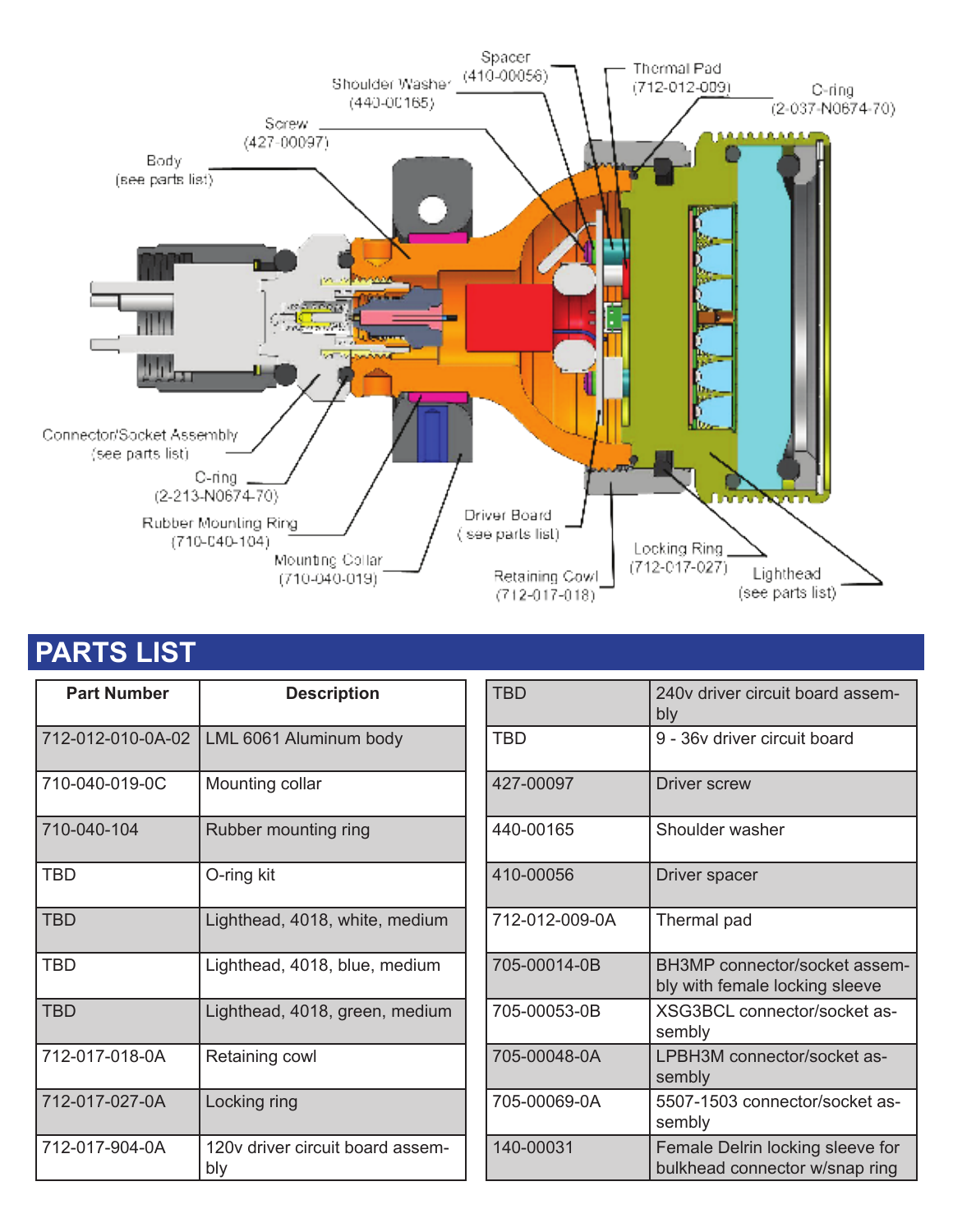Body (see parts list)

Screw (427-00097)

Shoulder Washer (440-00165)

Spacer (410-00056)

Thermal Pad (712-012-009)

O-ring (2-037-N0674-70)

Connector/Socket Assembly (see parts list)

O-ring (2-213-N0674-70)

Rubber Mounting Ring (710-040-104)

Mounting Collar (710-040-019)

Driver Board (see parts list)

Retaining Cowl (712-017-018)

Locking Ring (712-017-027)

Lighthead (see parts list)

## PARTS LIST

| Part Number | Description |
|---|---|
| 712-012-010-0A-02 | LML 6061 Aluminum body |
| 710-040-019-0C | Mounting collar |
| 710-040-104 | Rubber mounting ring |
| TBD | O-ring kit |
| TBD | Lighthead, 4018, white, medium |
| TBD | Lighthead, 4018, blue, medium |
| TBD | Lighthead, 4018, green, medium |
| 712-017-018-0A | Retaining cowl |
| 712-017-027-0A | Locking ring |
| 712-017-904-0A | 120v driver circuit board assembly |
| TBD | 240v driver circuit board assembly |
| TBD | 9 - 36v driver circuit board |
| 427-00097 | Driver screw |
| 440-00165 | Shoulder washer |
| 410-00056 | Driver spacer |
| 712-012-009-0A | Thermal pad |
| 705-00014-0B | BH3MP connector/socket assembly with female locking sleeve |
| 705-00053-0B | XSG3BCL connector/socket assembly |
| 705-00048-0A | LPBH3M connector/socket assembly |
| 705-00069-0A | 5507-1503 connector/socket assembly |
| 140-00031 | Female Delrin locking sleeve for bulkhead connector w/snap ring |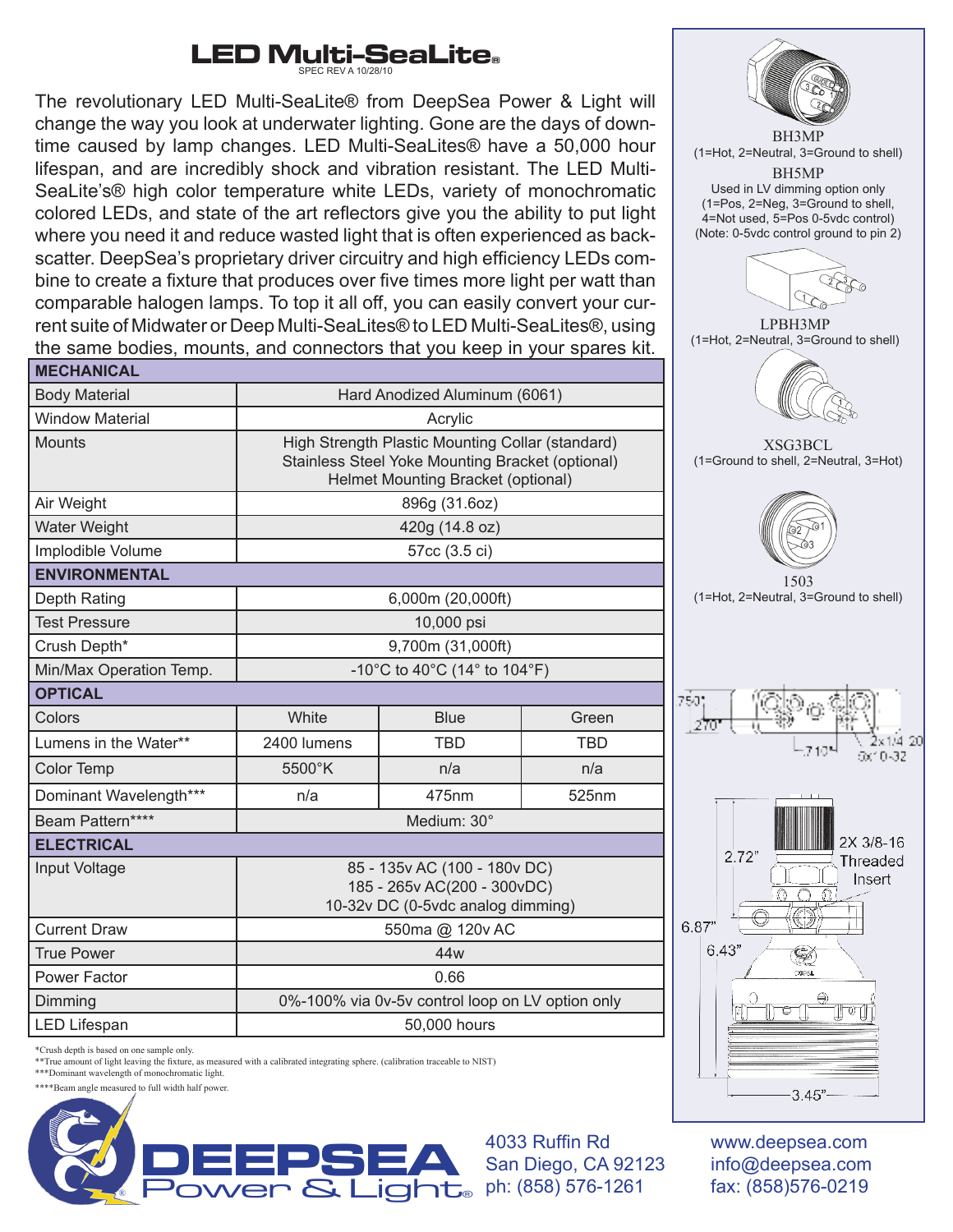# LED Multi-SeaLite®

SPEC REV A 10/28/10

The revolutionary LED Multi-SeaLite® from DeepSea Power & Light will change the way you look at underwater lighting. Gone are the days of downtime caused by lamp changes. LED Multi-SeaLites® have a 50,000 hour lifespan, and are incredibly shock and vibration resistant. The LED Multi-SeaLite's® high color temperature white LEDs, variety of monochromatic colored LEDs, and state of the art reflectors give you the ability to put light where you need it and reduce wasted light that is often experienced as backscatter. DeepSea's proprietary driver circuitry and high efficiency LEDs combine to create a fixture that produces over five times more light per watt than comparable halogen lamps. To top it all off, you can easily convert your current suite of Midwater or Deep Multi-SeaLites® to LED Multi-SeaLites®, using the same bodies, mounts, and connectors that you keep in your spares kit.

| | | | |
|---|---|---|---|
| **MECHANICAL** | | | |
| Body Material | Hard Anodized Aluminum (6061) | | |
| Window Material | Acrylic | | |
| Mounts | High Strength Plastic Mounting Collar (standard)<br>Stainless Steel Yoke Mounting Bracket (optional)<br>Helmet Mounting Bracket (optional) | | |
| Air Weight | 896g (31.6oz) | | |
| Water Weight | 420g (14.8 oz) | | |
| Implodible Volume | 57cc (3.5 ci) | | |
| **ENVIRONMENTAL** | | | |
| Depth Rating | 6,000m (20,000ft) | | |
| Test Pressure | 10,000 psi | | |
| Crush Depth* | 9,700m (31,000ft) | | |
| Min/Max Operation Temp. | -10°C to 40°C (14° to 104°F) | | |
| **OPTICAL** | | | |
| Colors | White | Blue | Green |
| Lumens in the Water** | 2400 lumens | TBD | TBD |
| Color Temp | 5500°K | n/a | n/a |
| Dominant Wavelength*** | n/a | 475nm | 525nm |
| Beam Pattern**** | Medium: 30° | | |
| **ELECTRICAL** | | | |
| Input Voltage | 85 - 135v AC (100 - 180v DC)<br>185 - 265v AC(200 - 300vDC)<br>10-32v DC (0-5vdc analog dimming) | | |
| Current Draw | 550ma @ 120v AC | | |
| True Power | 44w | | |
| Power Factor | 0.66 | | |
| Dimming | 0%-100% via 0v-5v control loop on LV option only | | |
| LED Lifespan | 50,000 hours | | |

*Crush depth is based on one sample only.
**True amount of light leaving the fixture, as measured with a calibrated integrating sphere. (calibration traceable to NIST)
***Dominant wavelength of monochromatic light.
****Beam angle measured to full width half power.

BH3MP
(1=Hot, 2=Neutral, 3=Ground to shell)

BH5MP
Used in LV dimming option only
(1=Pos, 2=Neg, 3=Ground to shell, 4=Not used, 5=Pos 0-5vdc control)
(Note: 0-5vdc control ground to pin 2)

LPBH3MP
(1=Hot, 2=Neutral, 3=Ground to shell)

XSG3BCL
(1=Ground to shell, 2=Neutral, 3=Hot)

1503
(1=Hot, 2=Neutral, 3=Ground to shell)

.750"
.270"
.710"
2x1/4 20
5x10-32

2.72"
2X 3/8-16 Threaded Insert
6.87"
6.43"
3.45"

DEEPSEA Power & Light®

4033 Ruffin Rd
San Diego, CA 92123
ph: (858) 576-1261

www.deepsea.com
info@deepsea.com
fax: (858)576-0219